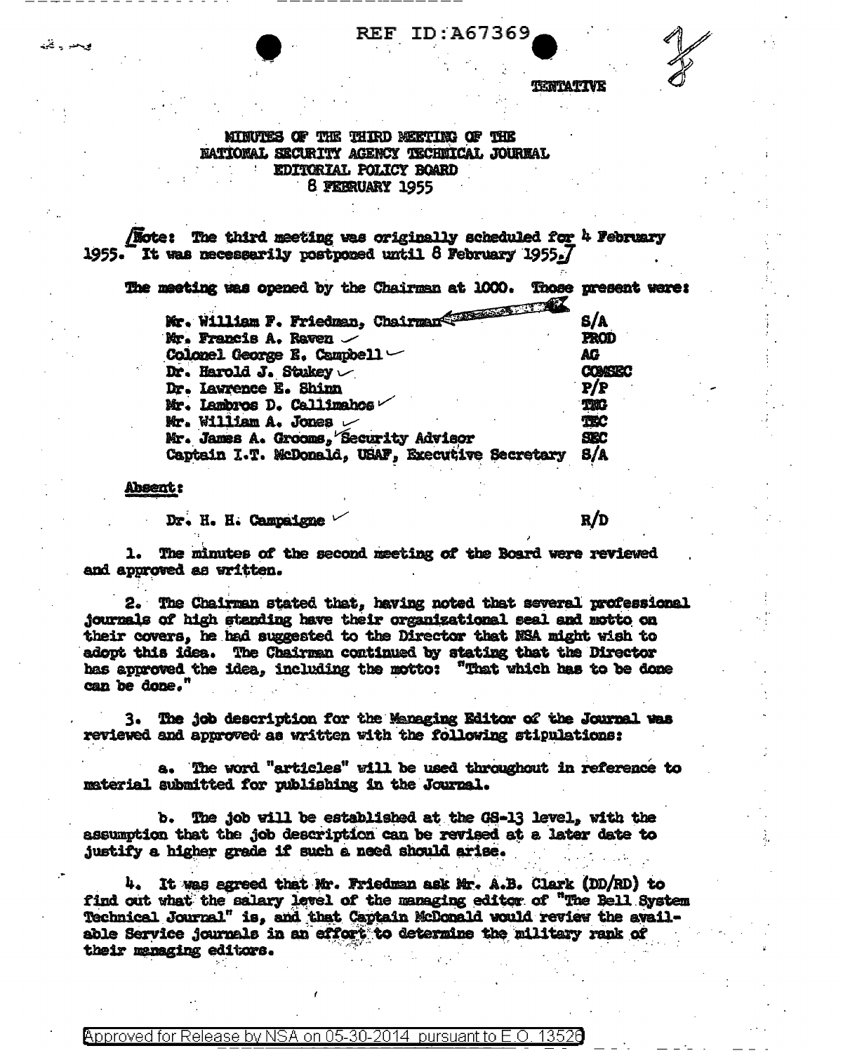REF ID:A67369

TENTATIVE

# MINUTES OF THE THIRD MEETING OF THE NATIONAL SECURITY AGENCY TECHNICAL JOURNAL EDITORIAL POLICY BOARD 8 FEBRUARY 1955

[Note: The third meeting was originally scheduled for 4 February 1955. It was necessarily postponed until 8 February 1955.]

The meeting was opened by the Chairman at 1000. Those present were:

| | |
|---|---|
| Mr. William F. Friedman, Chairman | S/A |
| Mr. Francis A. Raven | PROD |
| Colonel George E. Campbell | AG |
| Dr. Harold J. Stukey | COMSEC |
| Dr. Lawrence E. Shinn | P/P |
| Mr. Lambros D. Callimahos | TNG |
| Mr. William A. Jones | TEC |
| Mr. James A. Grooms, Security Advisor | SEC |
| Captain I.T. McDonald, USAF, Executive Secretary | S/A |

**Absent:**

| | |
|---|---|
| Dr. H. H. Campaigne | R/D |

1. The minutes of the second meeting of the Board were reviewed and approved as written.

2. The Chairman stated that, having noted that several professional journals of high standing have their organizational seal and motto on their covers, he had suggested to the Director that NSA might wish to adopt this idea. The Chairman continued by stating that the Director has approved the idea, including the motto: "That which has to be done can be done."

3. The job description for the Managing Editor of the Journal was reviewed and approved as written with the following stipulations:

   a. The word "articles" will be used throughout in reference to material submitted for publishing in the Journal.

   b. The job will be established at the GS-13 level, with the assumption that the job description can be revised at a later date to justify a higher grade if such a need should arise.

4. It was agreed that Mr. Friedman ask Mr. A.B. Clark (DD/RD) to find out what the salary level of the managing editor of "The Bell System Technical Journal" is, and that Captain McDonald would review the available Service journals in an effort to determine the military rank of their managing editors.

Approved for Release by NSA on 05-30-2014 pursuant to E.O. 13526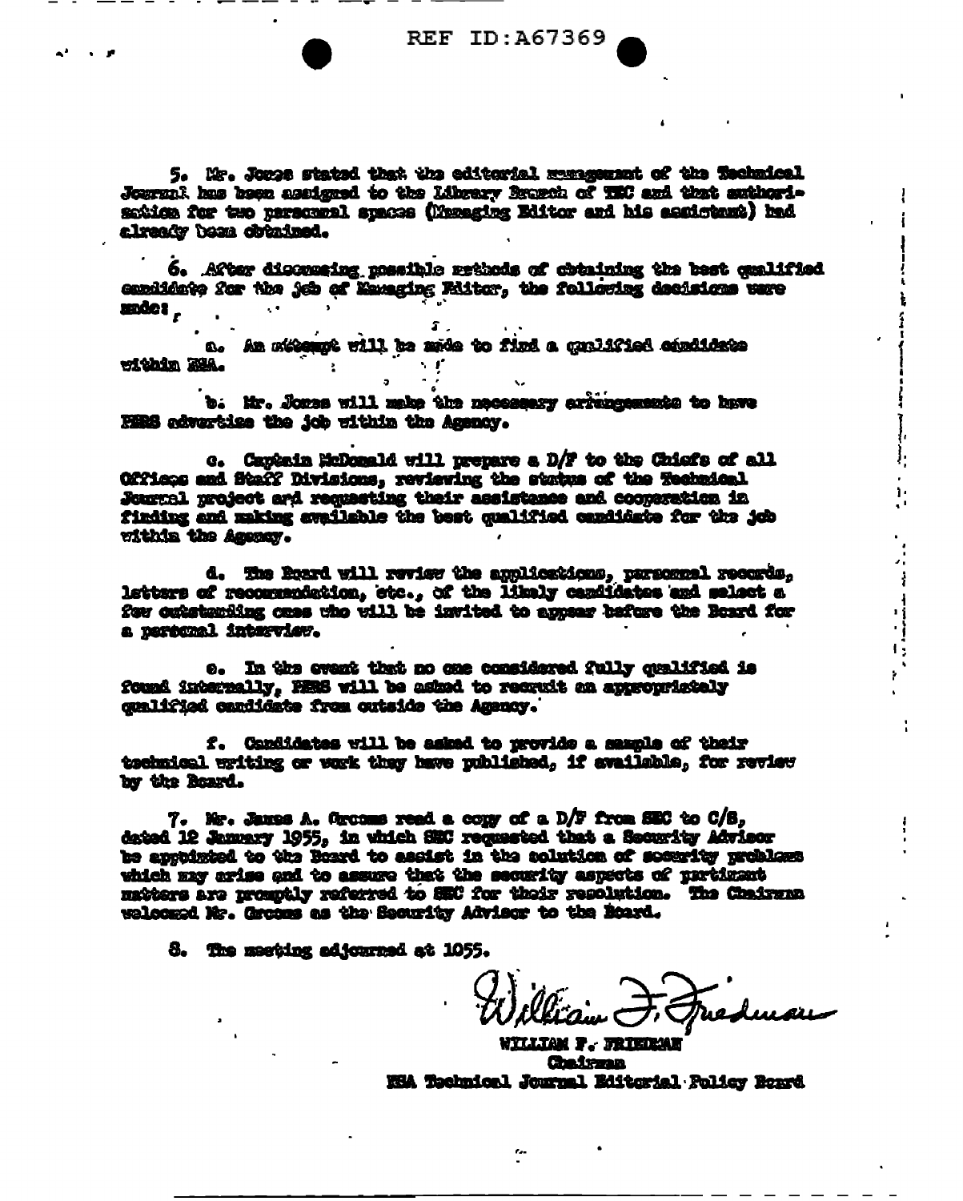5. Mr. Jones stated that the editorial management of the Technical Journal has been assigned to the Library Branch of TEC and that authorization for two personnel spaces (Managing Editor and his assistant) had already been obtained.

6. After discussing possible methods of obtaining the best qualified candidate for the job of Managing Editor, the following decisions were made:

a. An attempt will be made to find a qualified candidate within NSA.

b. Mr. Jones will make the necessary arrangements to have PERS advertise the job within the Agency.

c. Captain McDonald will prepare a D/F to the Chiefs of all Offices and Staff Divisions, reviewing the status of the Technical Journal project and requesting their assistance and cooperation in finding and making available the best qualified candidate for the job within the Agency.

d. The Board will review the applications, personnel records, letters of recommendation, etc., of the likely candidates and select a few outstanding ones who will be invited to appear before the Board for a personal interview.

e. In the event that no one considered fully qualified is found internally, PERS will be asked to recruit an appropriately qualified candidate from outside the Agency.

f. Candidates will be asked to provide a sample of their technical writing or work they have published, if available, for review by the Board.

7. Mr. James A. Grooms read a copy of a D/F from SEC to C/S, dated 12 January 1955, in which SEC requested that a Security Advisor be appointed to the Board to assist in the solution of security problems which may arise and to assure that the security aspects of pertinent matters are promptly referred to SEC for their resolution. The Chairman welcomed Mr. Grooms as the Security Advisor to the Board.

8. The meeting adjourned at 1055.

William F. Friedman

WILLIAM F. FRIEDMAN
Chairman
NSA Technical Journal Editorial Policy Board